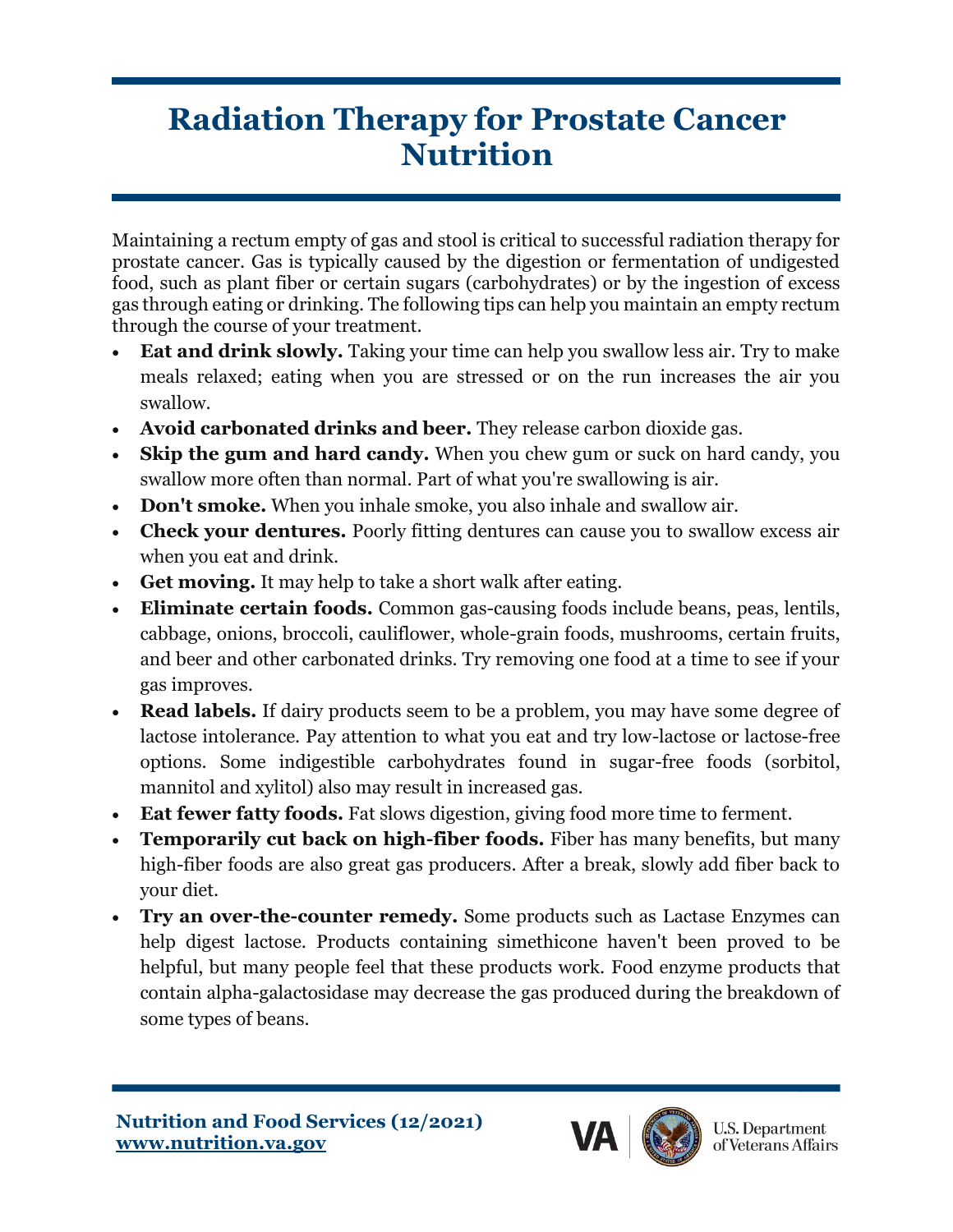# Radiation Therapy for Prostate Cancer Nutrition

Maintaining a rectum empty of gas and stool is critical to successful radiation therapy for prostate cancer. Gas is typically caused by the digestion or fermentation of undigested food, such as plant fiber or certain sugars (carbohydrates) or by the ingestion of excess gas through eating or drinking. The following tips can help you maintain an empty rectum through the course of your treatment.

- **Eat and drink slowly.** Taking your time can help you swallow less air. Try to make meals relaxed; eating when you are stressed or on the run increases the air you swallow.
- **Avoid carbonated drinks and beer.** They release carbon dioxide gas.
- **Skip the gum and hard candy.** When you chew gum or suck on hard candy, you swallow more often than normal. Part of what you're swallowing is air.
- **Don't smoke.** When you inhale smoke, you also inhale and swallow air.
- **Check your dentures.** Poorly fitting dentures can cause you to swallow excess air when you eat and drink.
- **Get moving.** It may help to take a short walk after eating.
- **Eliminate certain foods.** Common gas-causing foods include beans, peas, lentils, cabbage, onions, broccoli, cauliflower, whole-grain foods, mushrooms, certain fruits, and beer and other carbonated drinks. Try removing one food at a time to see if your gas improves.
- **Read labels.** If dairy products seem to be a problem, you may have some degree of lactose intolerance. Pay attention to what you eat and try low-lactose or lactose-free options. Some indigestible carbohydrates found in sugar-free foods (sorbitol, mannitol and xylitol) also may result in increased gas.
- **Eat fewer fatty foods.** Fat slows digestion, giving food more time to ferment.
- **Temporarily cut back on high-fiber foods.** Fiber has many benefits, but many high-fiber foods are also great gas producers. After a break, slowly add fiber back to your diet.
- **Try an over-the-counter remedy.** Some products such as Lactase Enzymes can help digest lactose. Products containing simethicone haven't been proved to be helpful, but many people feel that these products work. Food enzyme products that contain alpha-galactosidase may decrease the gas produced during the breakdown of some types of beans.

**Nutrition and Food Services (12/2021)**
**www.nutrition.va.gov**

VA | U.S. Department of Veterans Affairs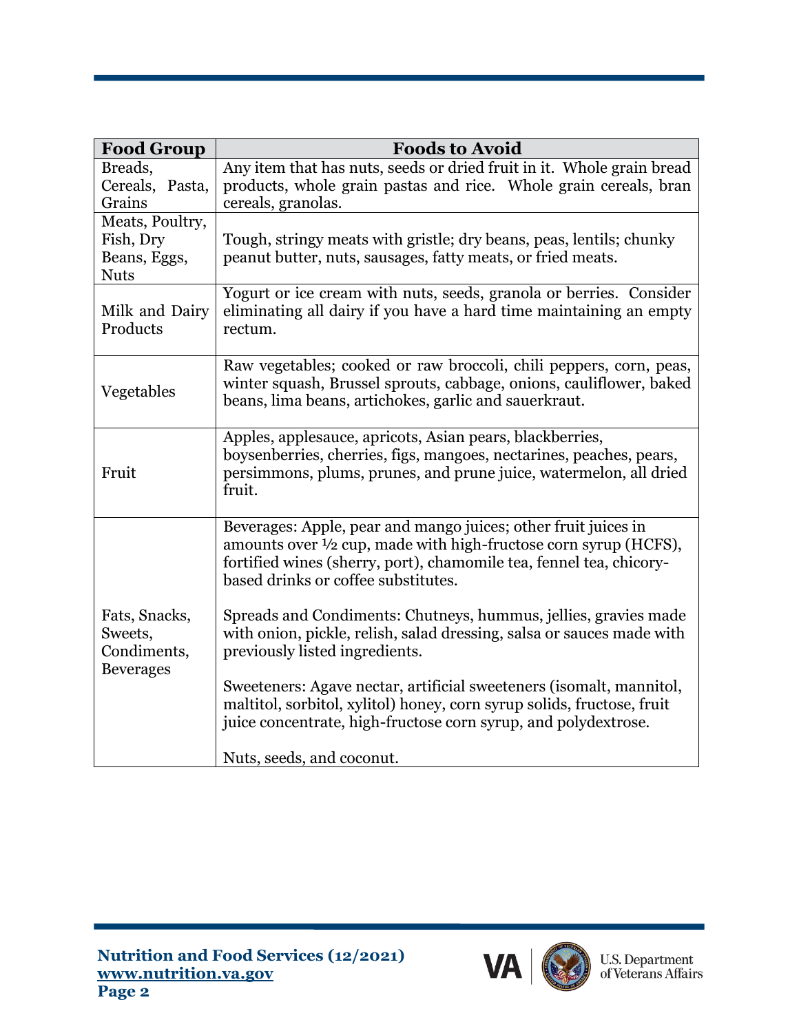| Food Group | Foods to Avoid |
| --- | --- |
| Breads, Cereals, Pasta, Grains | Any item that has nuts, seeds or dried fruit in it. Whole grain bread products, whole grain pastas and rice. Whole grain cereals, bran cereals, granolas. |
| Meats, Poultry, Fish, Dry Beans, Eggs, Nuts | Tough, stringy meats with gristle; dry beans, peas, lentils; chunky peanut butter, nuts, sausages, fatty meats, or fried meats. |
| Milk and Dairy Products | Yogurt or ice cream with nuts, seeds, granola or berries. Consider eliminating all dairy if you have a hard time maintaining an empty rectum. |
| Vegetables | Raw vegetables; cooked or raw broccoli, chili peppers, corn, peas, winter squash, Brussel sprouts, cabbage, onions, cauliflower, baked beans, lima beans, artichokes, garlic and sauerkraut. |
| Fruit | Apples, applesauce, apricots, Asian pears, blackberries, boysenberries, cherries, figs, mangoes, nectarines, peaches, pears, persimmons, plums, prunes, and prune juice, watermelon, all dried fruit. |
| Fats, Snacks, Sweets, Condiments, Beverages | Beverages: Apple, pear and mango juices; other fruit juices in amounts over ½ cup, made with high-fructose corn syrup (HCFS), fortified wines (sherry, port), chamomile tea, fennel tea, chicory-based drinks or coffee substitutes.<br><br>Spreads and Condiments: Chutneys, hummus, jellies, gravies made with onion, pickle, relish, salad dressing, salsa or sauces made with previously listed ingredients.<br><br>Sweeteners: Agave nectar, artificial sweeteners (isomalt, mannitol, maltitol, sorbitol, xylitol) honey, corn syrup solids, fructose, fruit juice concentrate, high-fructose corn syrup, and polydextrose.<br><br>Nuts, seeds, and coconut. |

**Nutrition and Food Services (12/2021)**
**www.nutrition.va.gov**